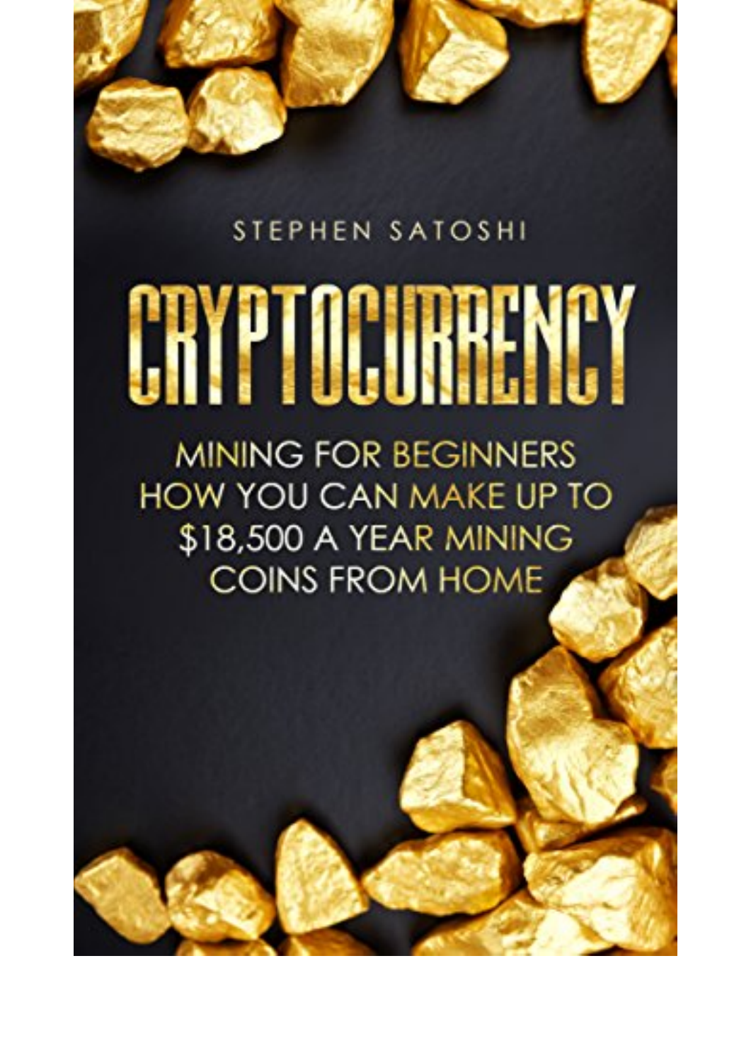STEPHEN SATOSHI

# CRYPTOCURRENCY

## MINING FOR BEGINNERS HOW YOU CAN MAKE UP TO $18,500 A YEAR MINING COINS FROM HOME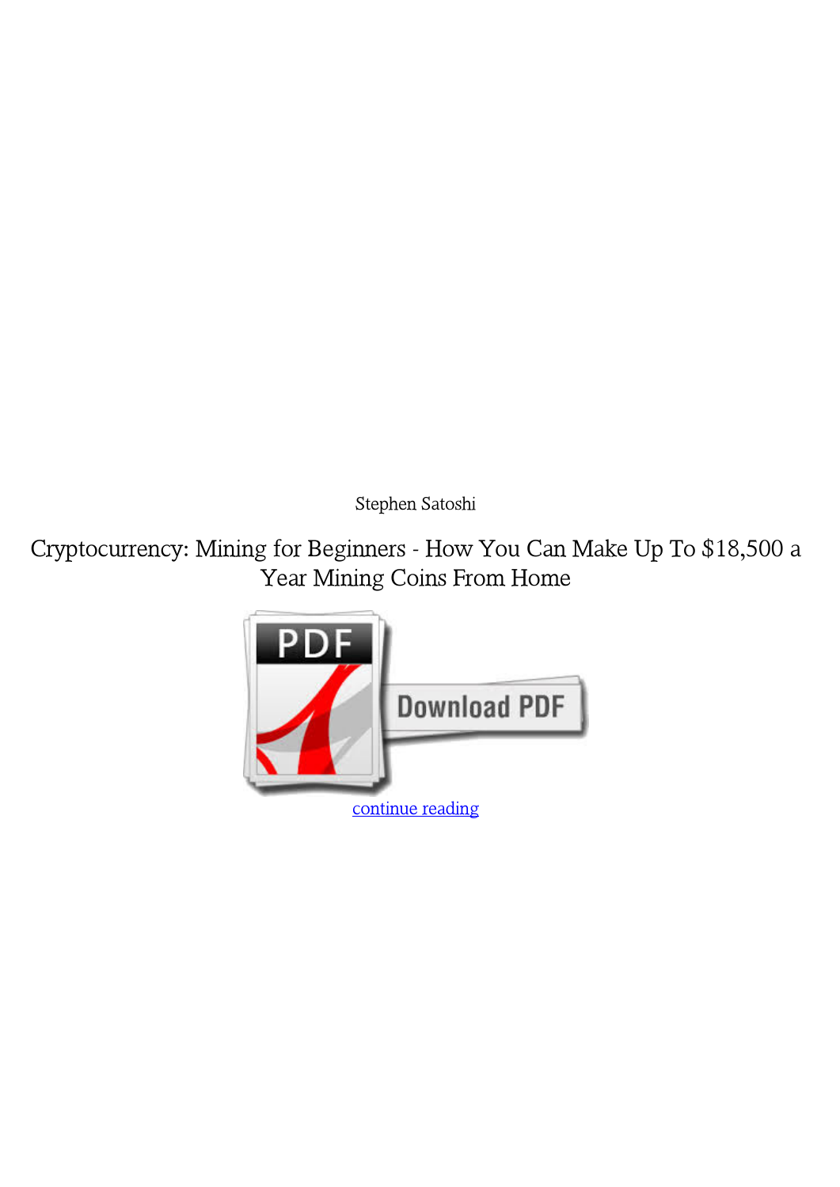Stephen Satoshi

# Cryptocurrency: Mining for Beginners - How You Can Make Up To $18,500 a Year Mining Coins From Home

continue reading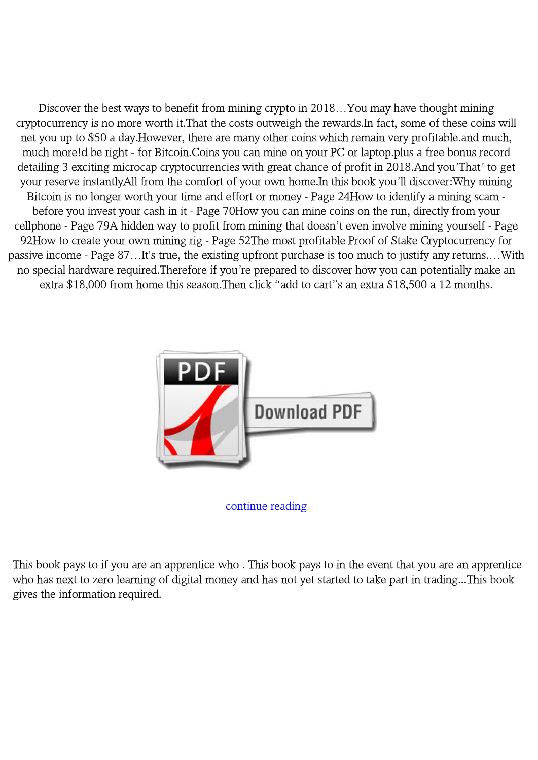Discover the best ways to benefit from mining crypto in 2018…You may have thought mining cryptocurrency is no more worth it.That the costs outweigh the rewards.In fact, some of these coins will net you up to $50 a day.However, there are many other coins which remain very profitable.and much, much more!d be right - for Bitcoin.Coins you can mine on your PC or laptop.plus a free bonus record detailing 3 exciting microcap cryptocurrencies with great chance of profit in 2018.And you'That' to get your reserve instantlyAll from the comfort of your own home.In this book you'll discover:Why mining Bitcoin is no longer worth your time and effort or money - Page 24How to identify a mining scam - before you invest your cash in it - Page 70How you can mine coins on the run, directly from your cellphone - Page 79A hidden way to profit from mining that doesn't even involve mining yourself - Page 92How to create your own mining rig - Page 52The most profitable Proof of Stake Cryptocurrency for passive income - Page 87…It's true, the existing upfront purchase is too much to justify any returns.…With no special hardware required.Therefore if you're prepared to discover how you can potentially make an extra $18,000 from home this season.Then click "add to cart"s an extra $18,500 a 12 months.

Download PDF

continue reading

This book pays to if you are an apprentice who . This book pays to in the event that you are an apprentice who has next to zero learning of digital money and has not yet started to take part in trading...This book gives the information required.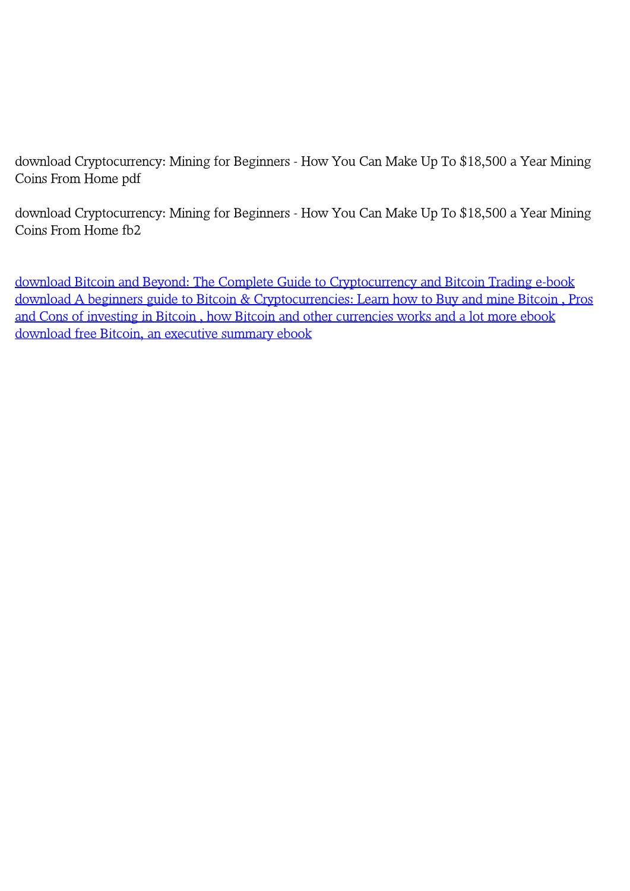download Cryptocurrency: Mining for Beginners - How You Can Make Up To $18,500 a Year Mining Coins From Home pdf

download Cryptocurrency: Mining for Beginners - How You Can Make Up To $18,500 a Year Mining Coins From Home fb2

download Bitcoin and Beyond: The Complete Guide to Cryptocurrency and Bitcoin Trading e-book
download A beginners guide to Bitcoin & Cryptocurrencies: Learn how to Buy and mine Bitcoin , Pros and Cons of investing in Bitcoin , how Bitcoin and other currencies works and a lot more ebook
download free Bitcoin, an executive summary ebook